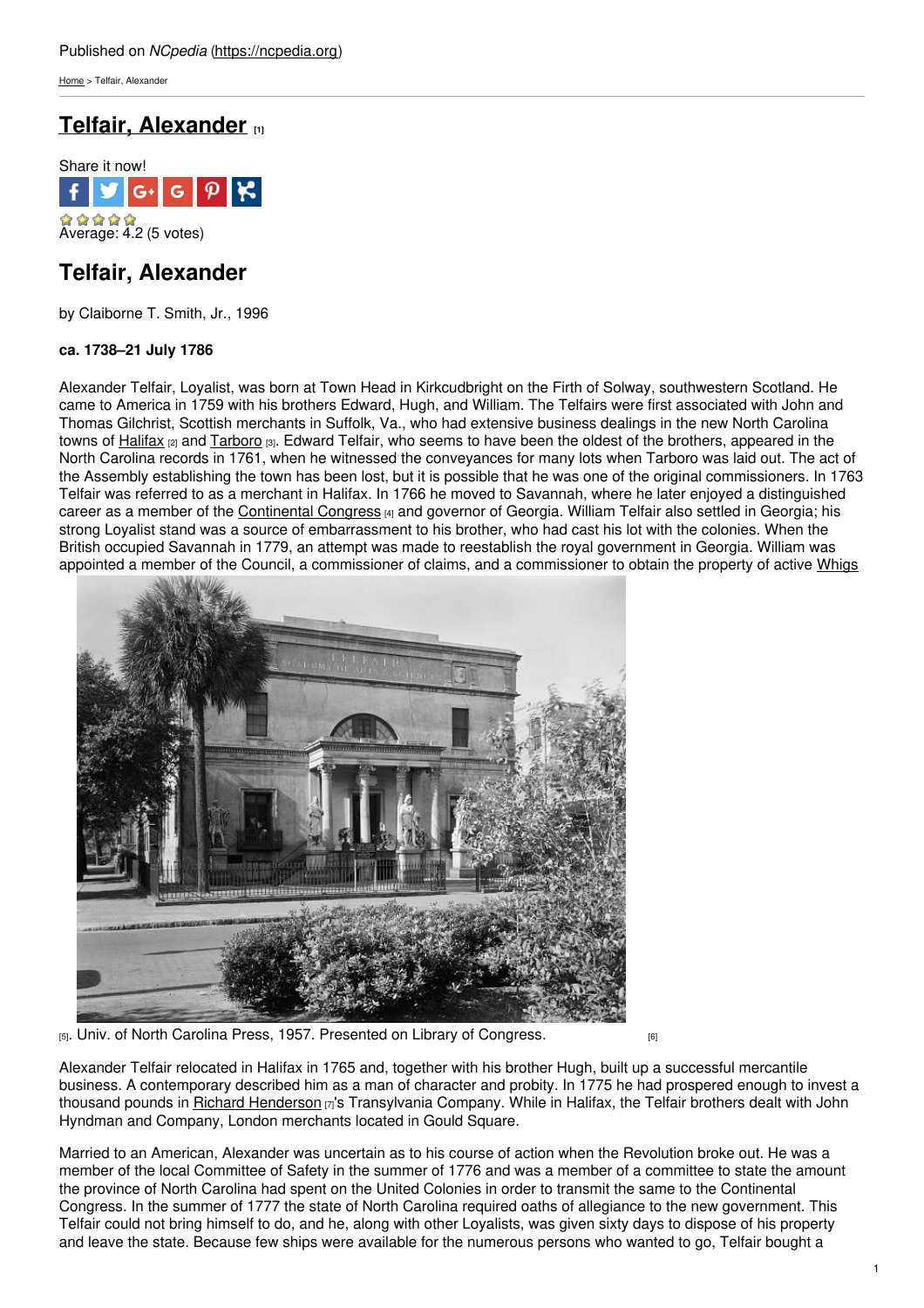Published on *NCpedia* (https://ncpedia.org)

Home > Telfair, Alexander

# Telfair, Alexander [1]

Share it now!

Average: 4.2 (5 votes)

## Telfair, Alexander

by Claiborne T. Smith, Jr., 1996

**ca. 1738–21 July 1786**

Alexander Telfair, Loyalist, was born at Town Head in Kirkcudbright on the Firth of Solway, southwestern Scotland. He came to America in 1759 with his brothers Edward, Hugh, and William. The Telfairs were first associated with John and Thomas Gilchrist, Scottish merchants in Suffolk, Va., who had extensive business dealings in the new North Carolina towns of Halifax [2] and Tarboro [3]. Edward Telfair, who seems to have been the oldest of the brothers, appeared in the North Carolina records in 1761, when he witnessed the conveyances for many lots when Tarboro was laid out. The act of the Assembly establishing the town has been lost, but it is possible that he was one of the original commissioners. In 1763 Telfair was referred to as a merchant in Halifax. In 1766 he moved to Savannah, where he later enjoyed a distinguished career as a member of the Continental Congress [4] and governor of Georgia. William Telfair also settled in Georgia; his strong Loyalist stand was a source of embarrassment to his brother, who had cast his lot with the colonies. When the British occupied Savannah in 1779, an attempt was made to reestablish the royal government in Georgia. William was appointed a member of the Council, a commissioner of claims, and a commissioner to obtain the property of active Whigs

[5]. Univ. of North Carolina Press, 1957. Presented on Library of Congress. [6]

Alexander Telfair relocated in Halifax in 1765 and, together with his brother Hugh, built up a successful mercantile business. A contemporary described him as a man of character and probity. In 1775 he had prospered enough to invest a thousand pounds in Richard Henderson [7]'s Transylvania Company. While in Halifax, the Telfair brothers dealt with John Hyndman and Company, London merchants located in Gould Square.

Married to an American, Alexander was uncertain as to his course of action when the Revolution broke out. He was a member of the local Committee of Safety in the summer of 1776 and was a member of a committee to state the amount the province of North Carolina had spent on the United Colonies in order to transmit the same to the Continental Congress. In the summer of 1777 the state of North Carolina required oaths of allegiance to the new government. This Telfair could not bring himself to do, and he, along with other Loyalists, was given sixty days to dispose of his property and leave the state. Because few ships were available for the numerous persons who wanted to go, Telfair bought a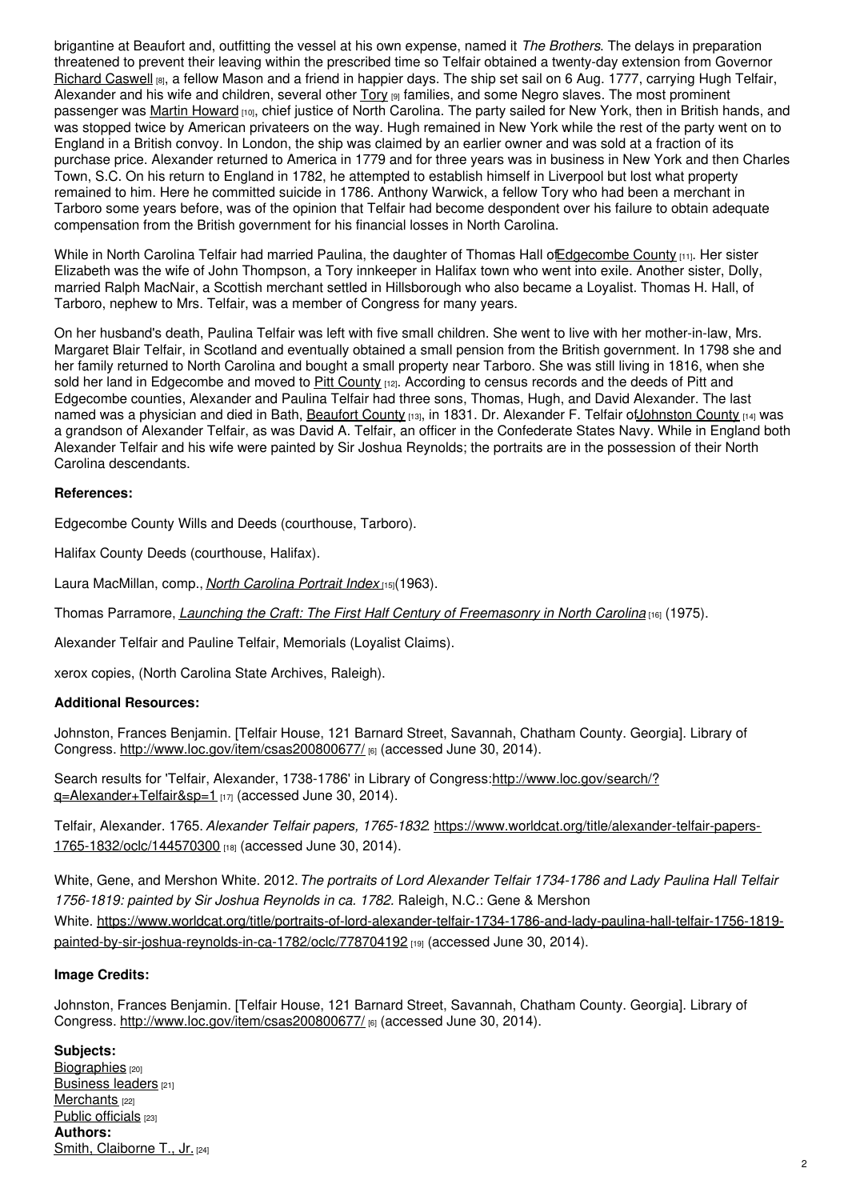brigantine at Beaufort and, outfitting the vessel at his own expense, named it *The Brothers*. The delays in preparation threatened to prevent their leaving within the prescribed time so Telfair obtained a twenty-day extension from Governor Richard Caswell [8], a fellow Mason and a friend in happier days. The ship set sail on 6 Aug. 1777, carrying Hugh Telfair, Alexander and his wife and children, several other Tory [9] families, and some Negro slaves. The most prominent passenger was Martin Howard [10], chief justice of North Carolina. The party sailed for New York, then in British hands, and was stopped twice by American privateers on the way. Hugh remained in New York while the rest of the party went on to England in a British convoy. In London, the ship was claimed by an earlier owner and was sold at a fraction of its purchase price. Alexander returned to America in 1779 and for three years was in business in New York and then Charles Town, S.C. On his return to England in 1782, he attempted to establish himself in Liverpool but lost what property remained to him. Here he committed suicide in 1786. Anthony Warwick, a fellow Tory who had been a merchant in Tarboro some years before, was of the opinion that Telfair had become despondent over his failure to obtain adequate compensation from the British government for his financial losses in North Carolina.

While in North Carolina Telfair had married Paulina, the daughter of Thomas Hall of Edgecombe County [11]. Her sister Elizabeth was the wife of John Thompson, a Tory innkeeper in Halifax town who went into exile. Another sister, Dolly, married Ralph MacNair, a Scottish merchant settled in Hillsborough who also became a Loyalist. Thomas H. Hall, of Tarboro, nephew to Mrs. Telfair, was a member of Congress for many years.

On her husband's death, Paulina Telfair was left with five small children. She went to live with her mother-in-law, Mrs. Margaret Blair Telfair, in Scotland and eventually obtained a small pension from the British government. In 1798 she and her family returned to North Carolina and bought a small property near Tarboro. She was still living in 1816, when she sold her land in Edgecombe and moved to Pitt County [12]. According to census records and the deeds of Pitt and Edgecombe counties, Alexander and Paulina Telfair had three sons, Thomas, Hugh, and David Alexander. The last named was a physician and died in Bath, Beaufort County [13], in 1831. Dr. Alexander F. Telfair of Johnston County [14] was a grandson of Alexander Telfair, as was David A. Telfair, an officer in the Confederate States Navy. While in England both Alexander Telfair and his wife were painted by Sir Joshua Reynolds; the portraits are in the possession of their North Carolina descendants.

**References:**

Edgecombe County Wills and Deeds (courthouse, Tarboro).

Halifax County Deeds (courthouse, Halifax).

Laura MacMillan, comp., *North Carolina Portrait Index* [15](1963).

Thomas Parramore, *Launching the Craft: The First Half Century of Freemasonry in North Carolina* [16] (1975).

Alexander Telfair and Pauline Telfair, Memorials (Loyalist Claims).

xerox copies, (North Carolina State Archives, Raleigh).

**Additional Resources:**

Johnston, Frances Benjamin. [Telfair House, 121 Barnard Street, Savannah, Chatham County. Georgia]. Library of Congress. http://www.loc.gov/item/csas200800677/ [6] (accessed June 30, 2014).

Search results for 'Telfair, Alexander, 1738-1786' in Library of Congress: http://www.loc.gov/search/?q=Alexander+Telfair&sp=1 [17] (accessed June 30, 2014).

Telfair, Alexander. 1765. *Alexander Telfair papers, 1765-1832.* https://www.worldcat.org/title/alexander-telfair-papers-1765-1832/oclc/144570300 [18] (accessed June 30, 2014).

White, Gene, and Mershon White. 2012. *The portraits of Lord Alexander Telfair 1734-1786 and Lady Paulina Hall Telfair 1756-1819: painted by Sir Joshua Reynolds in ca. 1782.* Raleigh, N.C.: Gene & Mershon White. https://www.worldcat.org/title/portraits-of-lord-alexander-telfair-1734-1786-and-lady-paulina-hall-telfair-1756-1819-painted-by-sir-joshua-reynolds-in-ca-1782/oclc/778704192 [19] (accessed June 30, 2014).

**Image Credits:**

Johnston, Frances Benjamin. [Telfair House, 121 Barnard Street, Savannah, Chatham County. Georgia]. Library of Congress. http://www.loc.gov/item/csas200800677/ [6] (accessed June 30, 2014).

**Subjects:**
Biographies [20]
Business leaders [21]
Merchants [22]
Public officials [23]
**Authors:**
Smith, Claiborne T., Jr. [24]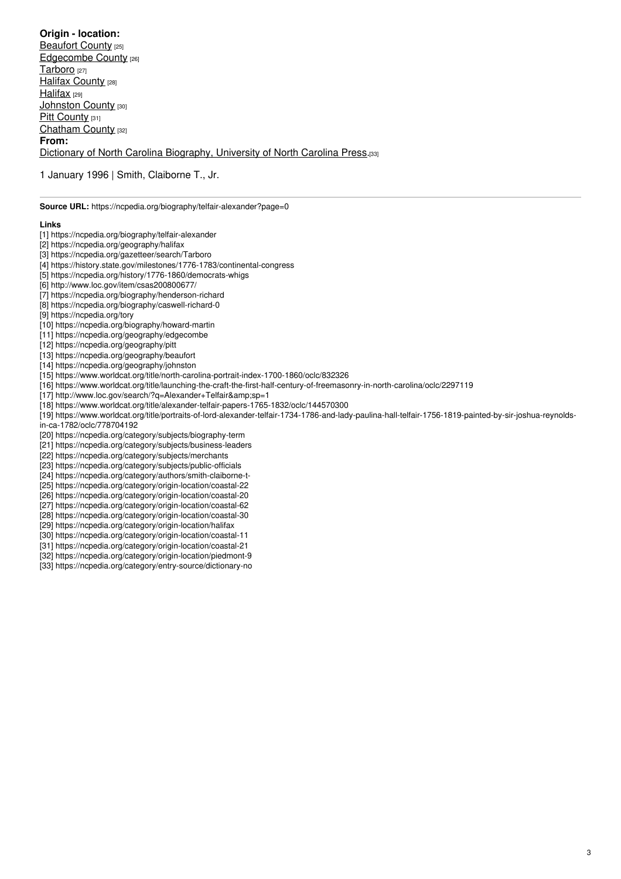**Origin - location:**
Beaufort County [25]
Edgecombe County [26]
Tarboro [27]
Halifax County [28]
Halifax [29]
Johnston County [30]
Pitt County [31]
Chatham County [32]
**From:**
Dictionary of North Carolina Biography, University of North Carolina Press.[33]

1 January 1996 | Smith, Claiborne T., Jr.

---

**Source URL:** https://ncpedia.org/biography/telfair-alexander?page=0

**Links**

[1] https://ncpedia.org/biography/telfair-alexander
[2] https://ncpedia.org/geography/halifax
[3] https://ncpedia.org/gazetteer/search/Tarboro
[4] https://history.state.gov/milestones/1776-1783/continental-congress
[5] https://ncpedia.org/history/1776-1860/democrats-whigs
[6] http://www.loc.gov/item/csas200800677/
[7] https://ncpedia.org/biography/henderson-richard
[8] https://ncpedia.org/biography/caswell-richard-0
[9] https://ncpedia.org/tory
[10] https://ncpedia.org/biography/howard-martin
[11] https://ncpedia.org/geography/edgecombe
[12] https://ncpedia.org/geography/pitt
[13] https://ncpedia.org/geography/beaufort
[14] https://ncpedia.org/geography/johnston
[15] https://www.worldcat.org/title/north-carolina-portrait-index-1700-1860/oclc/832326
[16] https://www.worldcat.org/title/launching-the-craft-the-first-half-century-of-freemasonry-in-north-carolina/oclc/2297119
[17] http://www.loc.gov/search/?q=Alexander+Telfair&amp;sp=1
[18] https://www.worldcat.org/title/alexander-telfair-papers-1765-1832/oclc/144570300
[19] https://www.worldcat.org/title/portraits-of-lord-alexander-telfair-1734-1786-and-lady-paulina-hall-telfair-1756-1819-painted-by-sir-joshua-reynolds-in-ca-1782/oclc/778704192
[20] https://ncpedia.org/category/subjects/biography-term
[21] https://ncpedia.org/category/subjects/business-leaders
[22] https://ncpedia.org/category/subjects/merchants
[23] https://ncpedia.org/category/subjects/public-officials
[24] https://ncpedia.org/category/authors/smith-claiborne-t-
[25] https://ncpedia.org/category/origin-location/coastal-22
[26] https://ncpedia.org/category/origin-location/coastal-20
[27] https://ncpedia.org/category/origin-location/coastal-62
[28] https://ncpedia.org/category/origin-location/coastal-30
[29] https://ncpedia.org/category/origin-location/halifax
[30] https://ncpedia.org/category/origin-location/coastal-11
[31] https://ncpedia.org/category/origin-location/coastal-21
[32] https://ncpedia.org/category/origin-location/piedmont-9
[33] https://ncpedia.org/category/entry-source/dictionary-no